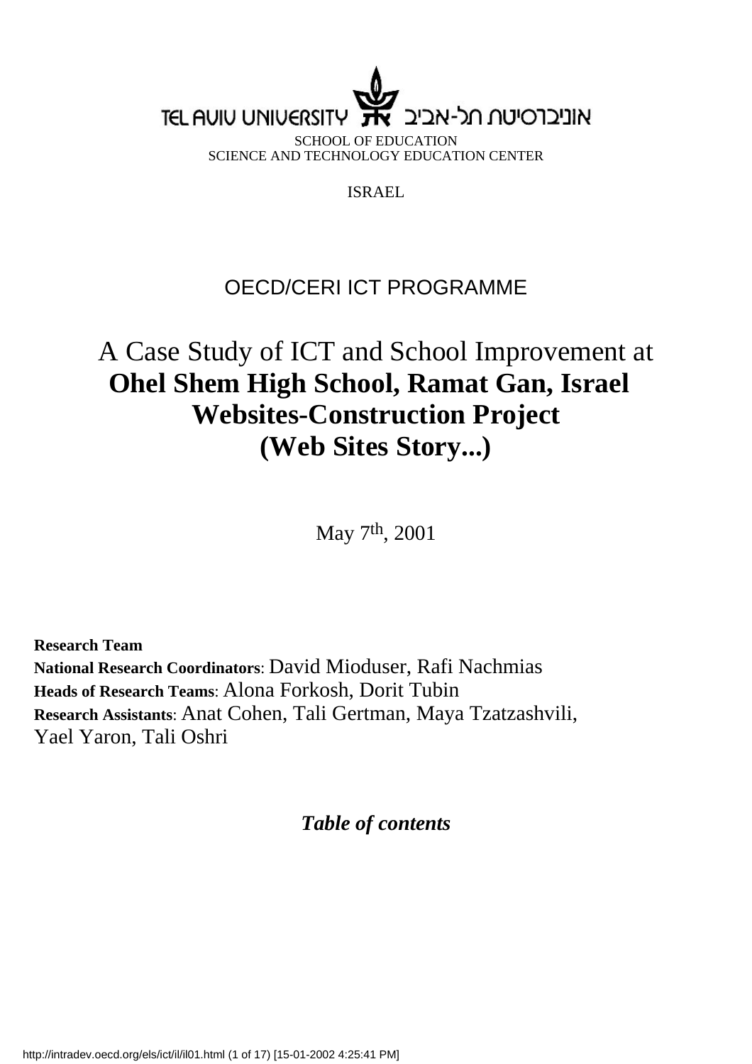TEL AVIV UNIVERSITY אוניברסיטת תל-אביב

SCHOOL OF EDUCATION
SCIENCE AND TECHNOLOGY EDUCATION CENTER

ISRAEL

OECD/CERI ICT PROGRAMME

# A Case Study of ICT and School Improvement at **Ohel Shem High School, Ramat Gan, Israel** **Websites-Construction Project** **(Web Sites Story...)**

May 7th, 2001

**Research Team**
**National Research Coordinators**: David Mioduser, Rafi Nachmias
**Heads of Research Teams**: Alona Forkosh, Dorit Tubin
**Research Assistants**: Anat Cohen, Tali Gertman, Maya Tzatzashvili, Yael Yaron, Tali Oshri

***Table of contents***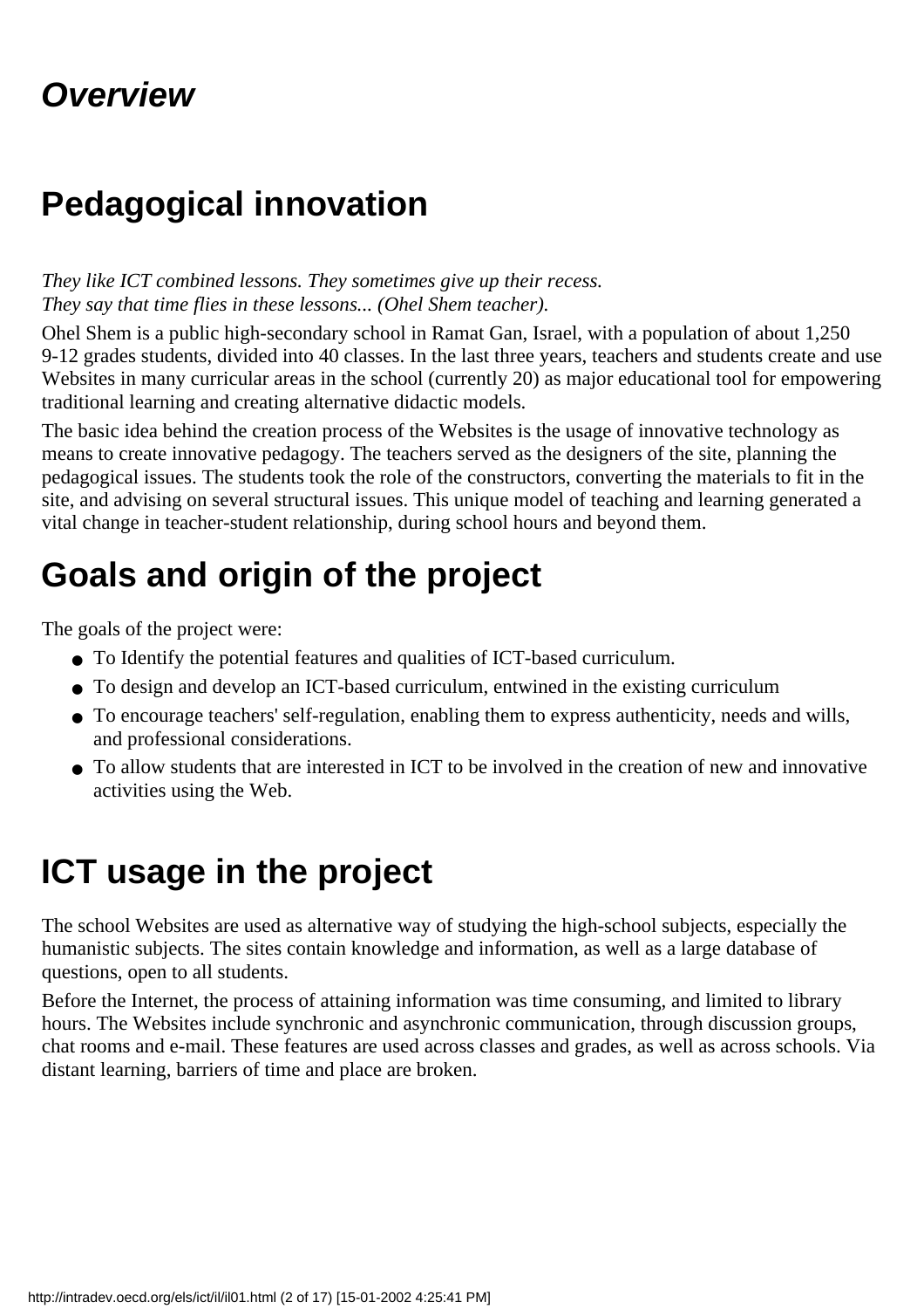# *Overview*

## Pedagogical innovation

*They like ICT combined lessons. They sometimes give up their recess.*
*They say that time flies in these lessons... (Ohel Shem teacher).*

Ohel Shem is a public high-secondary school in Ramat Gan, Israel, with a population of about 1,250 9-12 grades students, divided into 40 classes. In the last three years, teachers and students create and use Websites in many curricular areas in the school (currently 20) as major educational tool for empowering traditional learning and creating alternative didactic models.

The basic idea behind the creation process of the Websites is the usage of innovative technology as means to create innovative pedagogy. The teachers served as the designers of the site, planning the pedagogical issues. The students took the role of the constructors, converting the materials to fit in the site, and advising on several structural issues. This unique model of teaching and learning generated a vital change in teacher-student relationship, during school hours and beyond them.

## Goals and origin of the project

The goals of the project were:

- To Identify the potential features and qualities of ICT-based curriculum.
- To design and develop an ICT-based curriculum, entwined in the existing curriculum
- To encourage teachers' self-regulation, enabling them to express authenticity, needs and wills, and professional considerations.
- To allow students that are interested in ICT to be involved in the creation of new and innovative activities using the Web.

## ICT usage in the project

The school Websites are used as alternative way of studying the high-school subjects, especially the humanistic subjects. The sites contain knowledge and information, as well as a large database of questions, open to all students.

Before the Internet, the process of attaining information was time consuming, and limited to library hours. The Websites include synchronic and asynchronic communication, through discussion groups, chat rooms and e-mail. These features are used across classes and grades, as well as across schools. Via distant learning, barriers of time and place are broken.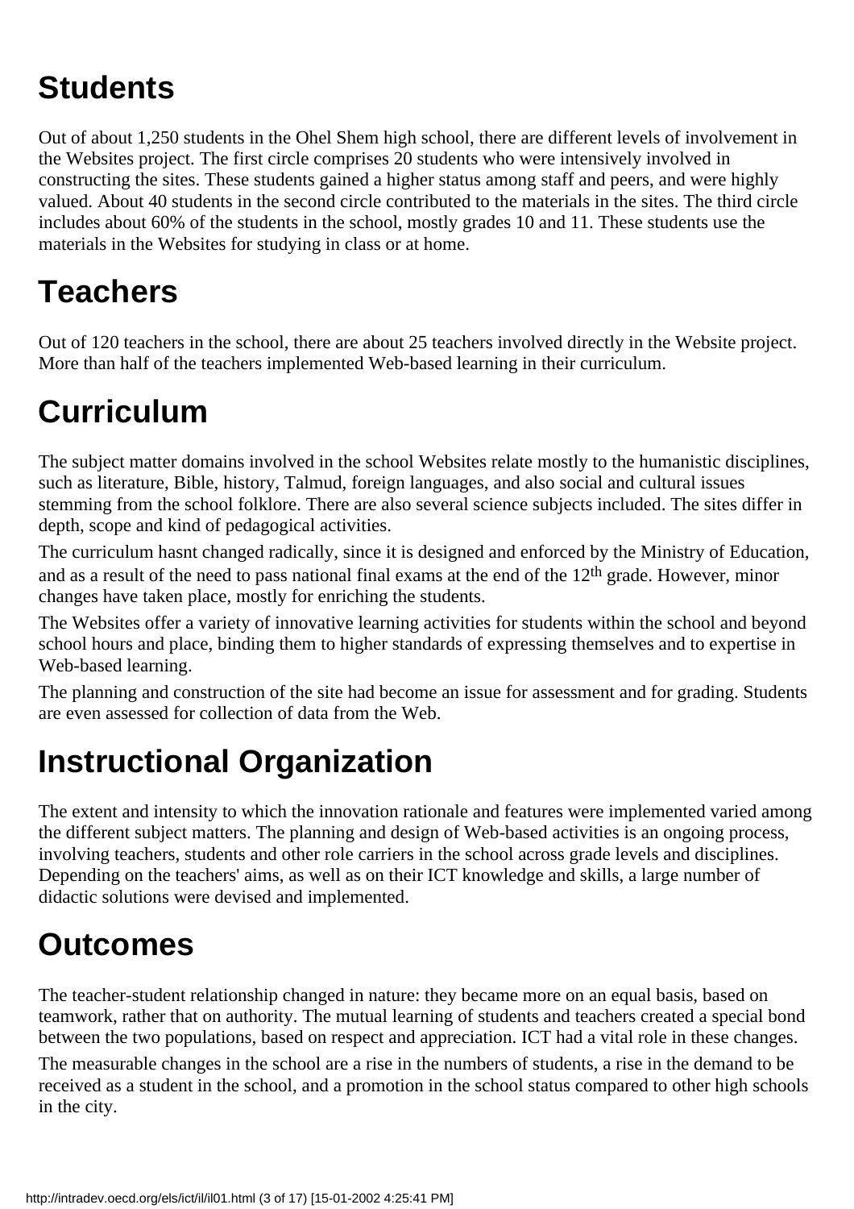# Students

Out of about 1,250 students in the Ohel Shem high school, there are different levels of involvement in the Websites project. The first circle comprises 20 students who were intensively involved in constructing the sites. These students gained a higher status among staff and peers, and were highly valued. About 40 students in the second circle contributed to the materials in the sites. The third circle includes about 60% of the students in the school, mostly grades 10 and 11. These students use the materials in the Websites for studying in class or at home.

# Teachers

Out of 120 teachers in the school, there are about 25 teachers involved directly in the Website project. More than half of the teachers implemented Web-based learning in their curriculum.

# Curriculum

The subject matter domains involved in the school Websites relate mostly to the humanistic disciplines, such as literature, Bible, history, Talmud, foreign languages, and also social and cultural issues stemming from the school folklore. There are also several science subjects included. The sites differ in depth, scope and kind of pedagogical activities.

The curriculum hasnt changed radically, since it is designed and enforced by the Ministry of Education, and as a result of the need to pass national final exams at the end of the 12th grade. However, minor changes have taken place, mostly for enriching the students.

The Websites offer a variety of innovative learning activities for students within the school and beyond school hours and place, binding them to higher standards of expressing themselves and to expertise in Web-based learning.

The planning and construction of the site had become an issue for assessment and for grading. Students are even assessed for collection of data from the Web.

# Instructional Organization

The extent and intensity to which the innovation rationale and features were implemented varied among the different subject matters. The planning and design of Web-based activities is an ongoing process, involving teachers, students and other role carriers in the school across grade levels and disciplines. Depending on the teachers' aims, as well as on their ICT knowledge and skills, a large number of didactic solutions were devised and implemented.

# Outcomes

The teacher-student relationship changed in nature: they became more on an equal basis, based on teamwork, rather that on authority. The mutual learning of students and teachers created a special bond between the two populations, based on respect and appreciation. ICT had a vital role in these changes.

The measurable changes in the school are a rise in the numbers of students, a rise in the demand to be received as a student in the school, and a promotion in the school status compared to other high schools in the city.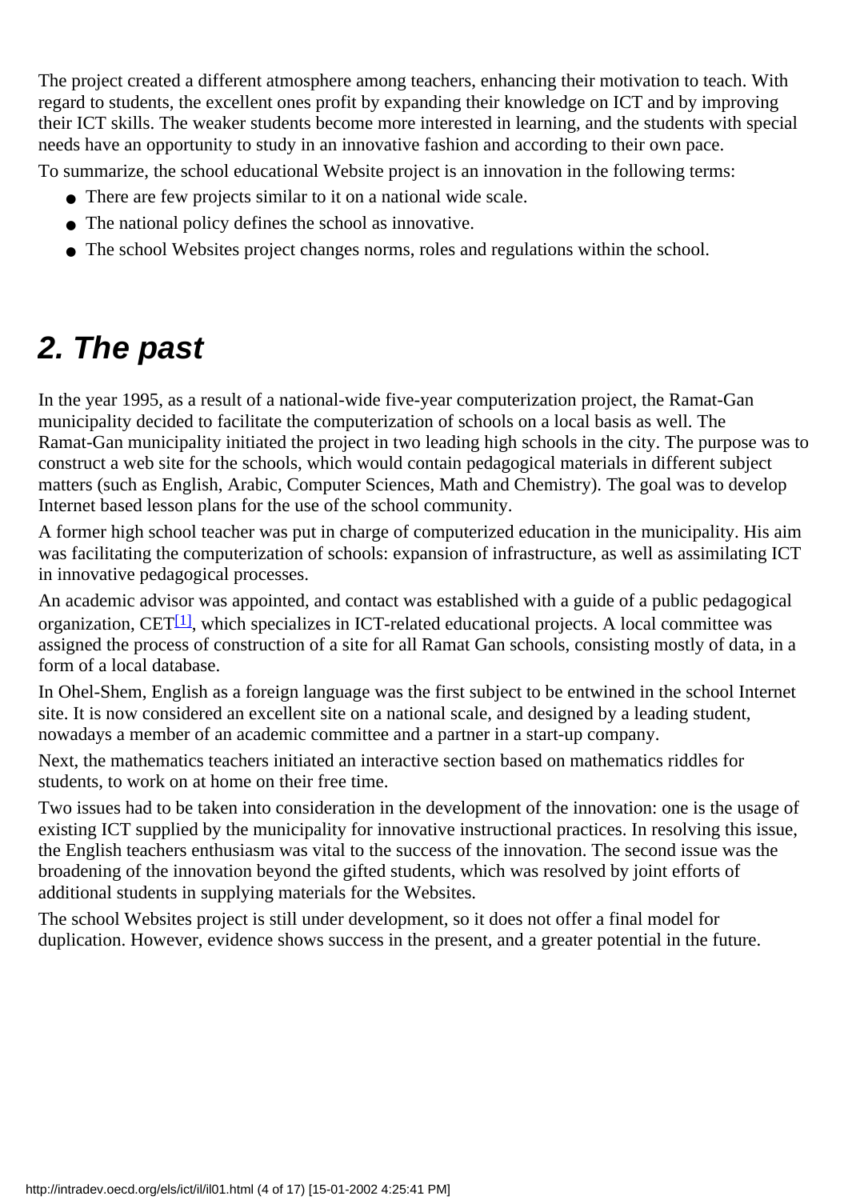The project created a different atmosphere among teachers, enhancing their motivation to teach. With regard to students, the excellent ones profit by expanding their knowledge on ICT and by improving their ICT skills. The weaker students become more interested in learning, and the students with special needs have an opportunity to study in an innovative fashion and according to their own pace.

To summarize, the school educational Website project is an innovation in the following terms:

- There are few projects similar to it on a national wide scale.
- The national policy defines the school as innovative.
- The school Websites project changes norms, roles and regulations within the school.

## 2. The past

In the year 1995, as a result of a national-wide five-year computerization project, the Ramat-Gan municipality decided to facilitate the computerization of schools on a local basis as well. The Ramat-Gan municipality initiated the project in two leading high schools in the city. The purpose was to construct a web site for the schools, which would contain pedagogical materials in different subject matters (such as English, Arabic, Computer Sciences, Math and Chemistry). The goal was to develop Internet based lesson plans for the use of the school community.

A former high school teacher was put in charge of computerized education in the municipality. His aim was facilitating the computerization of schools: expansion of infrastructure, as well as assimilating ICT in innovative pedagogical processes.

An academic advisor was appointed, and contact was established with a guide of a public pedagogical organization, CET[1], which specializes in ICT-related educational projects. A local committee was assigned the process of construction of a site for all Ramat Gan schools, consisting mostly of data, in a form of a local database.

In Ohel-Shem, English as a foreign language was the first subject to be entwined in the school Internet site. It is now considered an excellent site on a national scale, and designed by a leading student, nowadays a member of an academic committee and a partner in a start-up company.

Next, the mathematics teachers initiated an interactive section based on mathematics riddles for students, to work on at home on their free time.

Two issues had to be taken into consideration in the development of the innovation: one is the usage of existing ICT supplied by the municipality for innovative instructional practices. In resolving this issue, the English teachers enthusiasm was vital to the success of the innovation. The second issue was the broadening of the innovation beyond the gifted students, which was resolved by joint efforts of additional students in supplying materials for the Websites.

The school Websites project is still under development, so it does not offer a final model for duplication. However, evidence shows success in the present, and a greater potential in the future.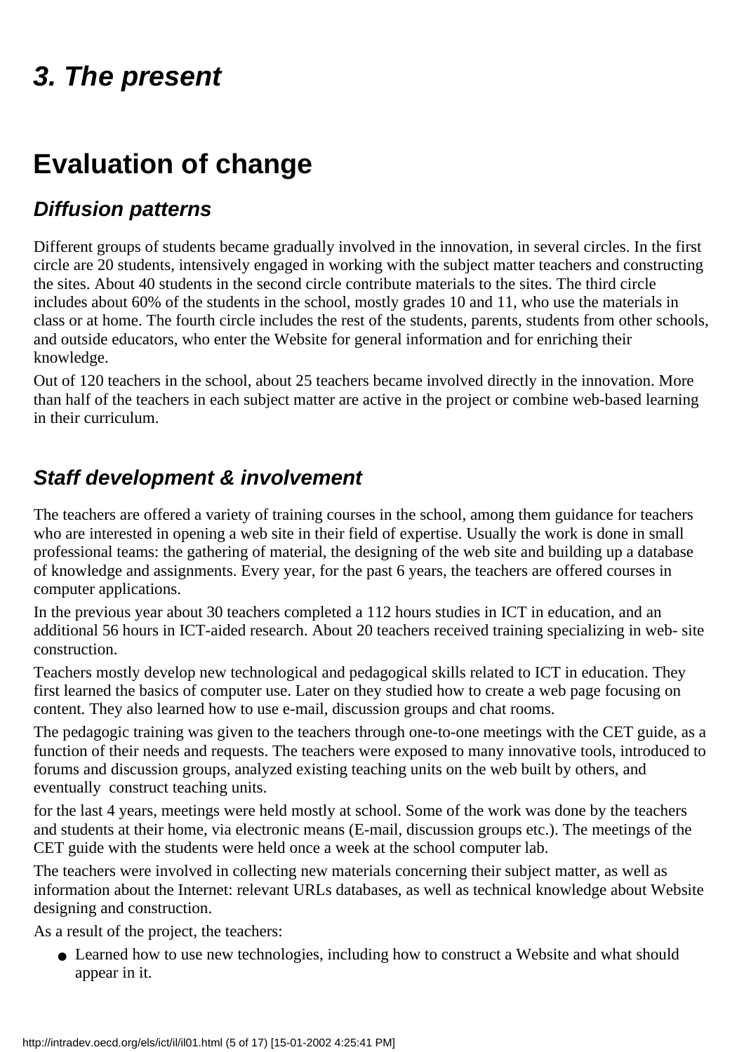# *3. The present*

# Evaluation of change

## *Diffusion patterns*

Different groups of students became gradually involved in the innovation, in several circles. In the first circle are 20 students, intensively engaged in working with the subject matter teachers and constructing the sites. About 40 students in the second circle contribute materials to the sites. The third circle includes about 60% of the students in the school, mostly grades 10 and 11, who use the materials in class or at home. The fourth circle includes the rest of the students, parents, students from other schools, and outside educators, who enter the Website for general information and for enriching their knowledge.

Out of 120 teachers in the school, about 25 teachers became involved directly in the innovation. More than half of the teachers in each subject matter are active in the project or combine web-based learning in their curriculum.

## *Staff development & involvement*

The teachers are offered a variety of training courses in the school, among them guidance for teachers who are interested in opening a web site in their field of expertise. Usually the work is done in small professional teams: the gathering of material, the designing of the web site and building up a database of knowledge and assignments. Every year, for the past 6 years, the teachers are offered courses in computer applications.

In the previous year about 30 teachers completed a 112 hours studies in ICT in education, and an additional 56 hours in ICT-aided research. About 20 teachers received training specializing in web- site construction.

Teachers mostly develop new technological and pedagogical skills related to ICT in education. They first learned the basics of computer use. Later on they studied how to create a web page focusing on content. They also learned how to use e-mail, discussion groups and chat rooms.

The pedagogic training was given to the teachers through one-to-one meetings with the CET guide, as a function of their needs and requests. The teachers were exposed to many innovative tools, introduced to forums and discussion groups, analyzed existing teaching units on the web built by others, and eventually construct teaching units.

for the last 4 years, meetings were held mostly at school. Some of the work was done by the teachers and students at their home, via electronic means (E-mail, discussion groups etc.). The meetings of the CET guide with the students were held once a week at the school computer lab.

The teachers were involved in collecting new materials concerning their subject matter, as well as information about the Internet: relevant URLs databases, as well as technical knowledge about Website designing and construction.

As a result of the project, the teachers:

- Learned how to use new technologies, including how to construct a Website and what should appear in it.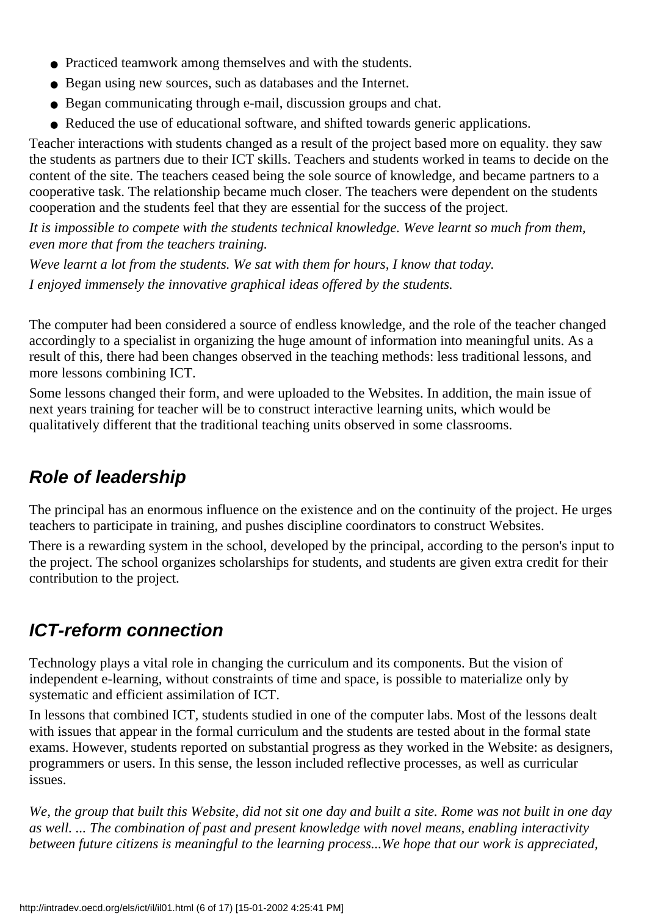- Practiced teamwork among themselves and with the students.
- Began using new sources, such as databases and the Internet.
- Began communicating through e-mail, discussion groups and chat.
- Reduced the use of educational software, and shifted towards generic applications.

Teacher interactions with students changed as a result of the project based more on equality. they saw the students as partners due to their ICT skills. Teachers and students worked in teams to decide on the content of the site. The teachers ceased being the sole source of knowledge, and became partners to a cooperative task. The relationship became much closer. The teachers were dependent on the students cooperation and the students feel that they are essential for the success of the project.

*It is impossible to compete with the students technical knowledge. Weve learnt so much from them, even more that from the teachers training.*

*Weve learnt a lot from the students. We sat with them for hours, I know that today.*

*I enjoyed immensely the innovative graphical ideas offered by the students.*

The computer had been considered a source of endless knowledge, and the role of the teacher changed accordingly to a specialist in organizing the huge amount of information into meaningful units. As a result of this, there had been changes observed in the teaching methods: less traditional lessons, and more lessons combining ICT.

Some lessons changed their form, and were uploaded to the Websites. In addition, the main issue of next years training for teacher will be to construct interactive learning units, which would be qualitatively different that the traditional teaching units observed in some classrooms.

## Role of leadership

The principal has an enormous influence on the existence and on the continuity of the project. He urges teachers to participate in training, and pushes discipline coordinators to construct Websites.

There is a rewarding system in the school, developed by the principal, according to the person's input to the project. The school organizes scholarships for students, and students are given extra credit for their contribution to the project.

## ICT-reform connection

Technology plays a vital role in changing the curriculum and its components. But the vision of independent e-learning, without constraints of time and space, is possible to materialize only by systematic and efficient assimilation of ICT.

In lessons that combined ICT, students studied in one of the computer labs. Most of the lessons dealt with issues that appear in the formal curriculum and the students are tested about in the formal state exams. However, students reported on substantial progress as they worked in the Website: as designers, programmers or users. In this sense, the lesson included reflective processes, as well as curricular issues.

*We, the group that built this Website, did not sit one day and built a site. Rome was not built in one day as well. ... The combination of past and present knowledge with novel means, enabling interactivity between future citizens is meaningful to the learning process...We hope that our work is appreciated,*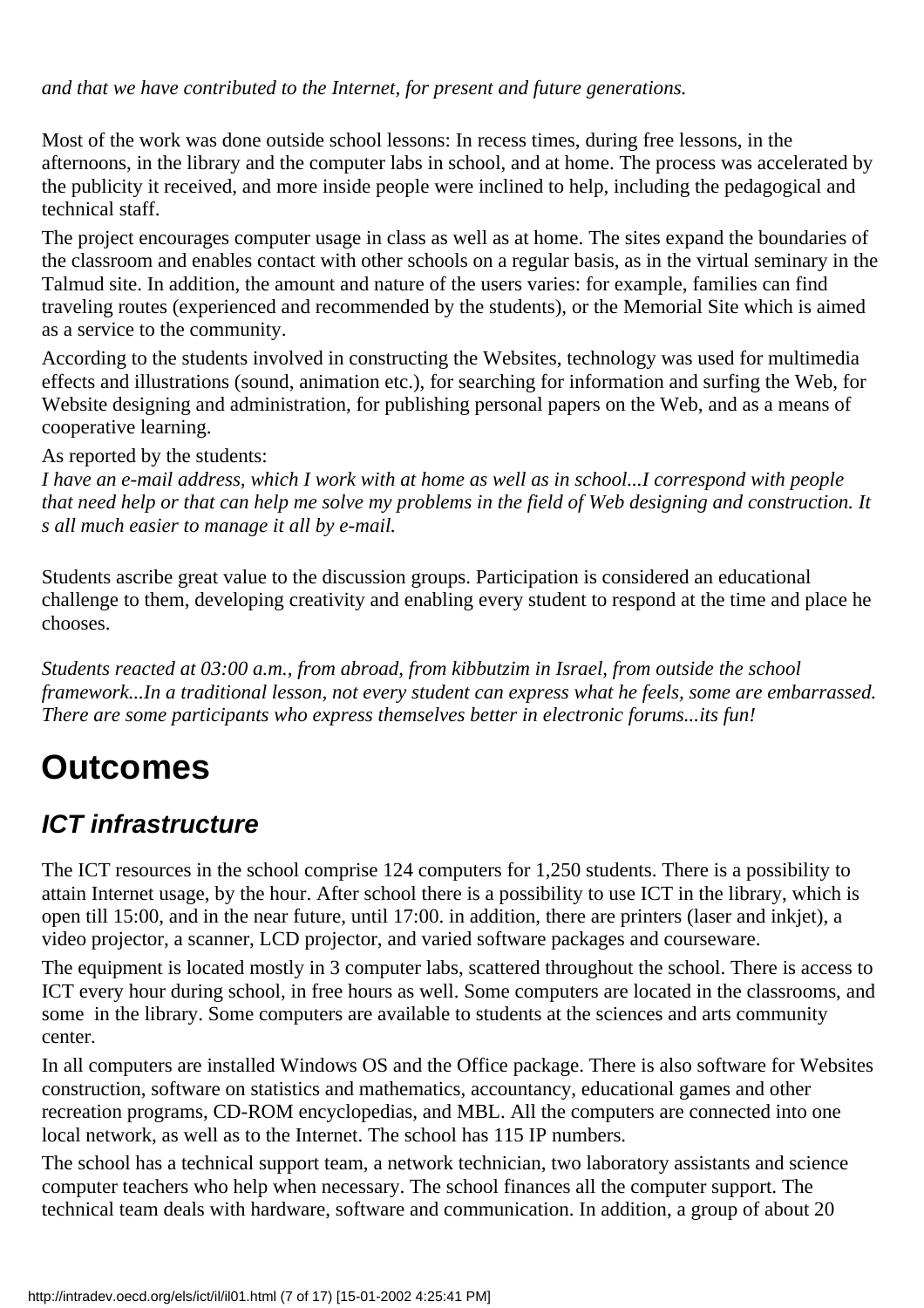*and that we have contributed to the Internet, for present and future generations.*

Most of the work was done outside school lessons: In recess times, during free lessons, in the afternoons, in the library and the computer labs in school, and at home. The process was accelerated by the publicity it received, and more inside people were inclined to help, including the pedagogical and technical staff.

The project encourages computer usage in class as well as at home. The sites expand the boundaries of the classroom and enables contact with other schools on a regular basis, as in the virtual seminary in the Talmud site. In addition, the amount and nature of the users varies: for example, families can find traveling routes (experienced and recommended by the students), or the Memorial Site which is aimed as a service to the community.

According to the students involved in constructing the Websites, technology was used for multimedia effects and illustrations (sound, animation etc.), for searching for information and surfing the Web, for Website designing and administration, for publishing personal papers on the Web, and as a means of cooperative learning.

As reported by the students:
*I have an e-mail address, which I work with at home as well as in school...I correspond with people that need help or that can help me solve my problems in the field of Web designing and construction. It s all much easier to manage it all by e-mail.*

Students ascribe great value to the discussion groups. Participation is considered an educational challenge to them, developing creativity and enabling every student to respond at the time and place he chooses.

*Students reacted at 03:00 a.m., from abroad, from kibbutzim in Israel, from outside the school framework...In a traditional lesson, not every student can express what he feels, some are embarrassed. There are some participants who express themselves better in electronic forums...its fun!*

# Outcomes

## *ICT infrastructure*

The ICT resources in the school comprise 124 computers for 1,250 students. There is a possibility to attain Internet usage, by the hour. After school there is a possibility to use ICT in the library, which is open till 15:00, and in the near future, until 17:00. in addition, there are printers (laser and inkjet), a video projector, a scanner, LCD projector, and varied software packages and courseware.

The equipment is located mostly in 3 computer labs, scattered throughout the school. There is access to ICT every hour during school, in free hours as well. Some computers are located in the classrooms, and some in the library. Some computers are available to students at the sciences and arts community center.

In all computers are installed Windows OS and the Office package. There is also software for Websites construction, software on statistics and mathematics, accountancy, educational games and other recreation programs, CD-ROM encyclopedias, and MBL. All the computers are connected into one local network, as well as to the Internet. The school has 115 IP numbers.

The school has a technical support team, a network technician, two laboratory assistants and science computer teachers who help when necessary. The school finances all the computer support. The technical team deals with hardware, software and communication. In addition, a group of about 20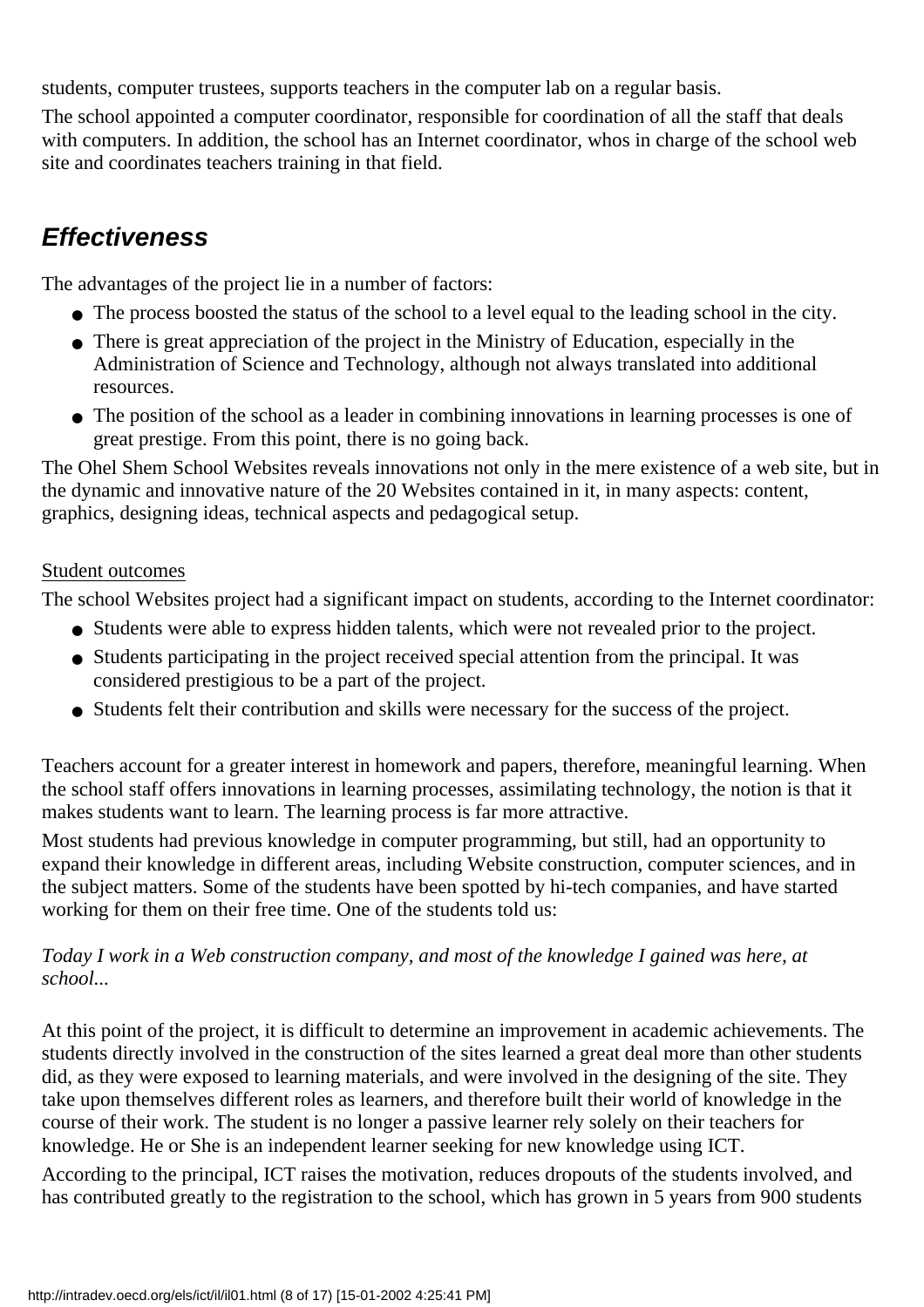students, computer trustees, supports teachers in the computer lab on a regular basis.

The school appointed a computer coordinator, responsible for coordination of all the staff that deals with computers. In addition, the school has an Internet coordinator, whos in charge of the school web site and coordinates teachers training in that field.

## *Effectiveness*

The advantages of the project lie in a number of factors:

- The process boosted the status of the school to a level equal to the leading school in the city.
- There is great appreciation of the project in the Ministry of Education, especially in the Administration of Science and Technology, although not always translated into additional resources.
- The position of the school as a leader in combining innovations in learning processes is one of great prestige. From this point, there is no going back.

The Ohel Shem School Websites reveals innovations not only in the mere existence of a web site, but in the dynamic and innovative nature of the 20 Websites contained in it, in many aspects: content, graphics, designing ideas, technical aspects and pedagogical setup.

<u>Student outcomes</u>

The school Websites project had a significant impact on students, according to the Internet coordinator:

- Students were able to express hidden talents, which were not revealed prior to the project.
- Students participating in the project received special attention from the principal. It was considered prestigious to be a part of the project.
- Students felt their contribution and skills were necessary for the success of the project.

Teachers account for a greater interest in homework and papers, therefore, meaningful learning. When the school staff offers innovations in learning processes, assimilating technology, the notion is that it makes students want to learn. The learning process is far more attractive.

Most students had previous knowledge in computer programming, but still, had an opportunity to expand their knowledge in different areas, including Website construction, computer sciences, and in the subject matters. Some of the students have been spotted by hi-tech companies, and have started working for them on their free time. One of the students told us:

*Today I work in a Web construction company, and most of the knowledge I gained was here, at school...*

At this point of the project, it is difficult to determine an improvement in academic achievements. The students directly involved in the construction of the sites learned a great deal more than other students did, as they were exposed to learning materials, and were involved in the designing of the site. They take upon themselves different roles as learners, and therefore built their world of knowledge in the course of their work. The student is no longer a passive learner rely solely on their teachers for knowledge. He or She is an independent learner seeking for new knowledge using ICT.

According to the principal, ICT raises the motivation, reduces dropouts of the students involved, and has contributed greatly to the registration to the school, which has grown in 5 years from 900 students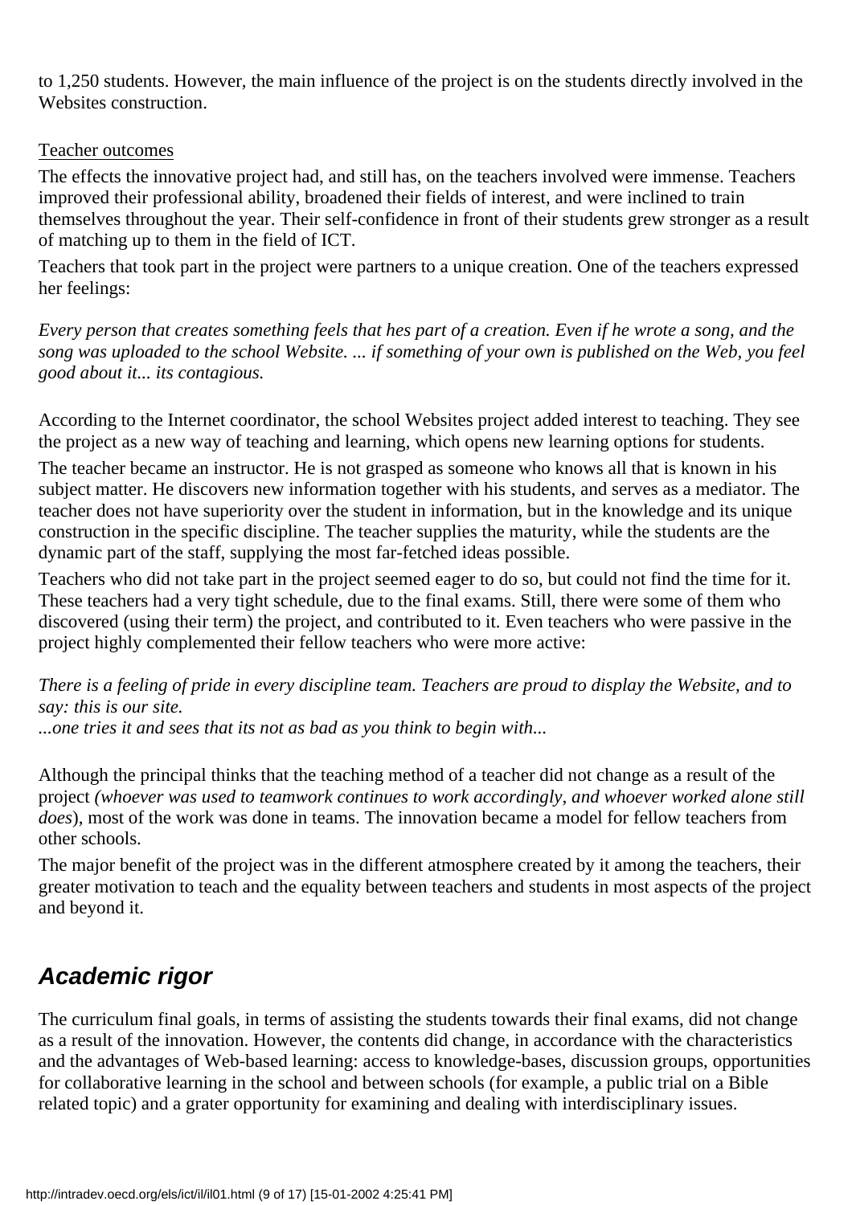to 1,250 students. However, the main influence of the project is on the students directly involved in the Websites construction.

Teacher outcomes

The effects the innovative project had, and still has, on the teachers involved were immense. Teachers improved their professional ability, broadened their fields of interest, and were inclined to train themselves throughout the year. Their self-confidence in front of their students grew stronger as a result of matching up to them in the field of ICT.

Teachers that took part in the project were partners to a unique creation. One of the teachers expressed her feelings:

*Every person that creates something feels that hes part of a creation. Even if he wrote a song, and the song was uploaded to the school Website. ... if something of your own is published on the Web, you feel good about it... its contagious.*

According to the Internet coordinator, the school Websites project added interest to teaching. They see the project as a new way of teaching and learning, which opens new learning options for students.

The teacher became an instructor. He is not grasped as someone who knows all that is known in his subject matter. He discovers new information together with his students, and serves as a mediator. The teacher does not have superiority over the student in information, but in the knowledge and its unique construction in the specific discipline. The teacher supplies the maturity, while the students are the dynamic part of the staff, supplying the most far-fetched ideas possible.

Teachers who did not take part in the project seemed eager to do so, but could not find the time for it. These teachers had a very tight schedule, due to the final exams. Still, there were some of them who discovered (using their term) the project, and contributed to it. Even teachers who were passive in the project highly complemented their fellow teachers who were more active:

*There is a feeling of pride in every discipline team. Teachers are proud to display the Website, and to say: this is our site.*
*...one tries it and sees that its not as bad as you think to begin with...*

Although the principal thinks that the teaching method of a teacher did not change as a result of the project *(whoever was used to teamwork continues to work accordingly, and whoever worked alone still does*), most of the work was done in teams. The innovation became a model for fellow teachers from other schools.

The major benefit of the project was in the different atmosphere created by it among the teachers, their greater motivation to teach and the equality between teachers and students in most aspects of the project and beyond it.

## Academic rigor

The curriculum final goals, in terms of assisting the students towards their final exams, did not change as a result of the innovation. However, the contents did change, in accordance with the characteristics and the advantages of Web-based learning: access to knowledge-bases, discussion groups, opportunities for collaborative learning in the school and between schools (for example, a public trial on a Bible related topic) and a grater opportunity for examining and dealing with interdisciplinary issues.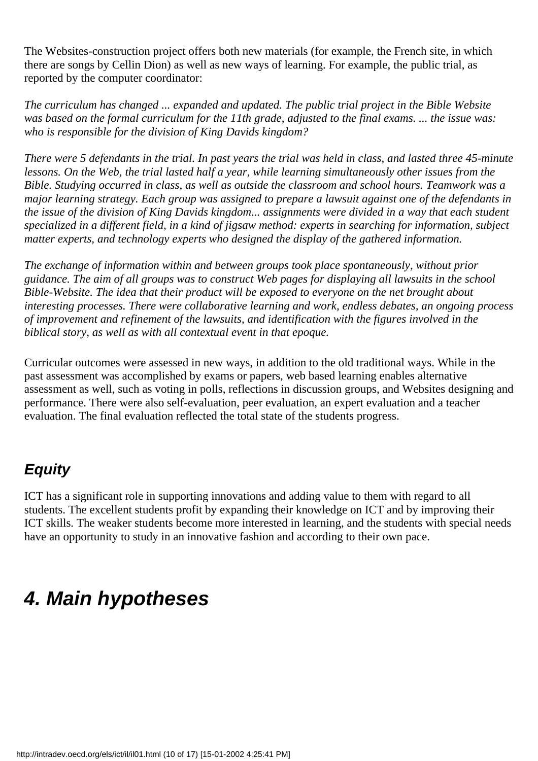The Websites-construction project offers both new materials (for example, the French site, in which there are songs by Cellin Dion) as well as new ways of learning. For example, the public trial, as reported by the computer coordinator:

*The curriculum has changed ... expanded and updated. The public trial project in the Bible Website was based on the formal curriculum for the 11th grade, adjusted to the final exams. ... the issue was: who is responsible for the division of King Davids kingdom?*

*There were 5 defendants in the trial. In past years the trial was held in class, and lasted three 45-minute lessons. On the Web, the trial lasted half a year, while learning simultaneously other issues from the Bible. Studying occurred in class, as well as outside the classroom and school hours. Teamwork was a major learning strategy. Each group was assigned to prepare a lawsuit against one of the defendants in the issue of the division of King Davids kingdom... assignments were divided in a way that each student specialized in a different field, in a kind of jigsaw method: experts in searching for information, subject matter experts, and technology experts who designed the display of the gathered information.*

*The exchange of information within and between groups took place spontaneously, without prior guidance. The aim of all groups was to construct Web pages for displaying all lawsuits in the school Bible-Website. The idea that their product will be exposed to everyone on the net brought about interesting processes. There were collaborative learning and work, endless debates, an ongoing process of improvement and refinement of the lawsuits, and identification with the figures involved in the biblical story, as well as with all contextual event in that epoque.*

Curricular outcomes were assessed in new ways, in addition to the old traditional ways. While in the past assessment was accomplished by exams or papers, web based learning enables alternative assessment as well, such as voting in polls, reflections in discussion groups, and Websites designing and performance. There were also self-evaluation, peer evaluation, an expert evaluation and a teacher evaluation. The final evaluation reflected the total state of the students progress.

### Equity

ICT has a significant role in supporting innovations and adding value to them with regard to all students. The excellent students profit by expanding their knowledge on ICT and by improving their ICT skills. The weaker students become more interested in learning, and the students with special needs have an opportunity to study in an innovative fashion and according to their own pace.

## 4. Main hypotheses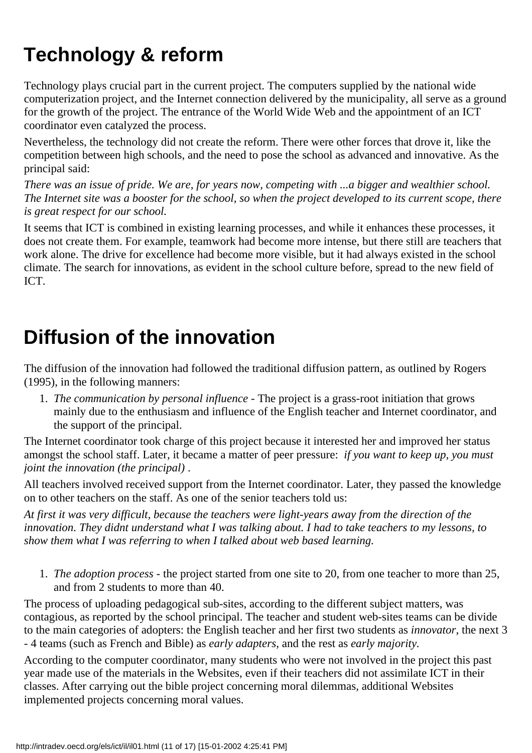# Technology & reform

Technology plays crucial part in the current project. The computers supplied by the national wide computerization project, and the Internet connection delivered by the municipality, all serve as a ground for the growth of the project. The entrance of the World Wide Web and the appointment of an ICT coordinator even catalyzed the process.

Nevertheless, the technology did not create the reform. There were other forces that drove it, like the competition between high schools, and the need to pose the school as advanced and innovative. As the principal said:

*There was an issue of pride. We are, for years now, competing with ...a bigger and wealthier school. The Internet site was a booster for the school, so when the project developed to its current scope, there is great respect for our school.*

It seems that ICT is combined in existing learning processes, and while it enhances these processes, it does not create them. For example, teamwork had become more intense, but there still are teachers that work alone. The drive for excellence had become more visible, but it had always existed in the school climate. The search for innovations, as evident in the school culture before, spread to the new field of ICT.

# Diffusion of the innovation

The diffusion of the innovation had followed the traditional diffusion pattern, as outlined by Rogers (1995), in the following manners:

1. *The communication by personal influence* - The project is a grass-root initiation that grows mainly due to the enthusiasm and influence of the English teacher and Internet coordinator, and the support of the principal.

The Internet coordinator took charge of this project because it interested her and improved her status amongst the school staff. Later, it became a matter of peer pressure: *if you want to keep up, you must joint the innovation (the principal)* .

All teachers involved received support from the Internet coordinator. Later, they passed the knowledge on to other teachers on the staff. As one of the senior teachers told us:

*At first it was very difficult, because the teachers were light-years away from the direction of the innovation. They didnt understand what I was talking about. I had to take teachers to my lessons, to show them what I was referring to when I talked about web based learning.*

1. *The adoption process* - the project started from one site to 20, from one teacher to more than 25, and from 2 students to more than 40.

The process of uploading pedagogical sub-sites, according to the different subject matters, was contagious, as reported by the school principal. The teacher and student web-sites teams can be divide to the main categories of adopters: the English teacher and her first two students as *innovator*, the next 3 - 4 teams (such as French and Bible) as *early adapters*, and the rest as *early majority.*

According to the computer coordinator, many students who were not involved in the project this past year made use of the materials in the Websites, even if their teachers did not assimilate ICT in their classes. After carrying out the bible project concerning moral dilemmas, additional Websites implemented projects concerning moral values.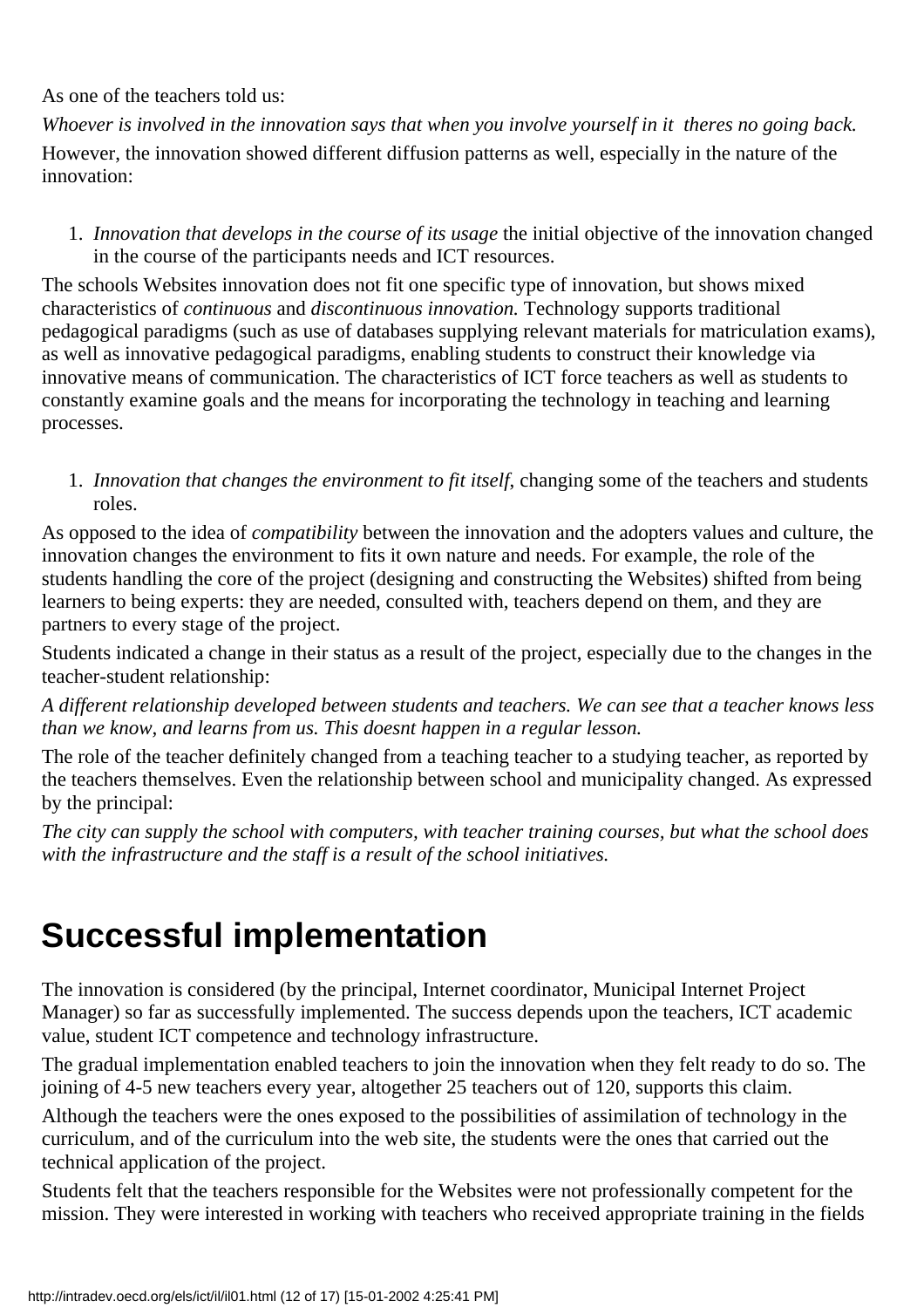As one of the teachers told us:

*Whoever is involved in the innovation says that when you involve yourself in it theres no going back.*

However, the innovation showed different diffusion patterns as well, especially in the nature of the innovation:

1. *Innovation that develops in the course of its usage* the initial objective of the innovation changed in the course of the participants needs and ICT resources.

The schools Websites innovation does not fit one specific type of innovation, but shows mixed characteristics of *continuous* and *discontinuous innovation.* Technology supports traditional pedagogical paradigms (such as use of databases supplying relevant materials for matriculation exams), as well as innovative pedagogical paradigms, enabling students to construct their knowledge via innovative means of communication. The characteristics of ICT force teachers as well as students to constantly examine goals and the means for incorporating the technology in teaching and learning processes.

1. *Innovation that changes the environment to fit itself,* changing some of the teachers and students roles.

As opposed to the idea of *compatibility* between the innovation and the adopters values and culture, the innovation changes the environment to fits it own nature and needs. For example, the role of the students handling the core of the project (designing and constructing the Websites) shifted from being learners to being experts: they are needed, consulted with, teachers depend on them, and they are partners to every stage of the project.

Students indicated a change in their status as a result of the project, especially due to the changes in the teacher-student relationship:

*A different relationship developed between students and teachers. We can see that a teacher knows less than we know, and learns from us. This doesnt happen in a regular lesson.*

The role of the teacher definitely changed from a teaching teacher to a studying teacher, as reported by the teachers themselves. Even the relationship between school and municipality changed. As expressed by the principal:

*The city can supply the school with computers, with teacher training courses, but what the school does with the infrastructure and the staff is a result of the school initiatives.*

# Successful implementation

The innovation is considered (by the principal, Internet coordinator, Municipal Internet Project Manager) so far as successfully implemented. The success depends upon the teachers, ICT academic value, student ICT competence and technology infrastructure.

The gradual implementation enabled teachers to join the innovation when they felt ready to do so. The joining of 4-5 new teachers every year, altogether 25 teachers out of 120, supports this claim.

Although the teachers were the ones exposed to the possibilities of assimilation of technology in the curriculum, and of the curriculum into the web site, the students were the ones that carried out the technical application of the project.

Students felt that the teachers responsible for the Websites were not professionally competent for the mission. They were interested in working with teachers who received appropriate training in the fields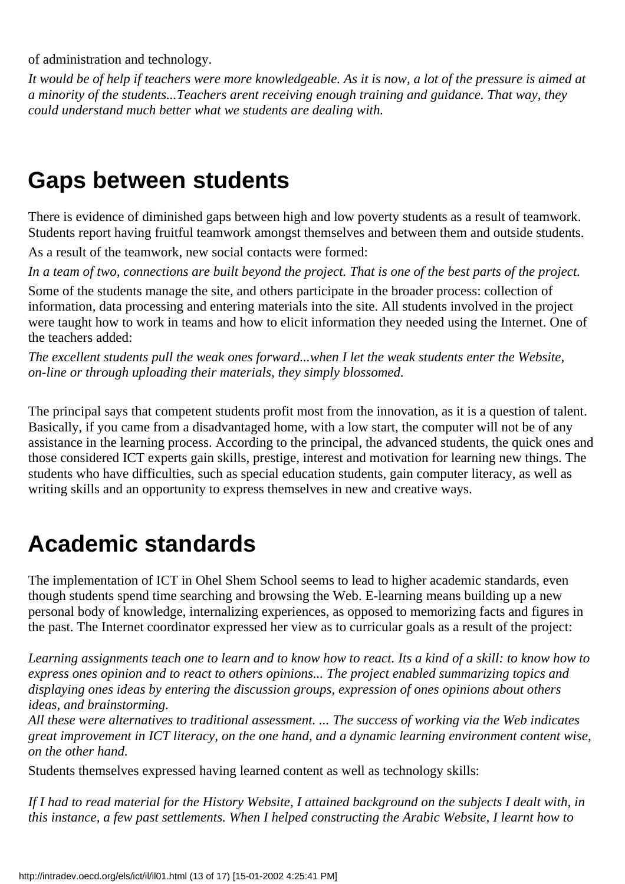of administration and technology.

*It would be of help if teachers were more knowledgeable. As it is now, a lot of the pressure is aimed at a minority of the students...Teachers arent receiving enough training and guidance. That way, they could understand much better what we students are dealing with.*

## Gaps between students

There is evidence of diminished gaps between high and low poverty students as a result of teamwork. Students report having fruitful teamwork amongst themselves and between them and outside students.

As a result of the teamwork, new social contacts were formed:

*In a team of two, connections are built beyond the project. That is one of the best parts of the project.*

Some of the students manage the site, and others participate in the broader process: collection of information, data processing and entering materials into the site. All students involved in the project were taught how to work in teams and how to elicit information they needed using the Internet. One of the teachers added:

*The excellent students pull the weak ones forward...when I let the weak students enter the Website, on-line or through uploading their materials, they simply blossomed.*

The principal says that competent students profit most from the innovation, as it is a question of talent. Basically, if you came from a disadvantaged home, with a low start, the computer will not be of any assistance in the learning process. According to the principal, the advanced students, the quick ones and those considered ICT experts gain skills, prestige, interest and motivation for learning new things. The students who have difficulties, such as special education students, gain computer literacy, as well as writing skills and an opportunity to express themselves in new and creative ways.

## Academic standards

The implementation of ICT in Ohel Shem School seems to lead to higher academic standards, even though students spend time searching and browsing the Web. E-learning means building up a new personal body of knowledge, internalizing experiences, as opposed to memorizing facts and figures in the past. The Internet coordinator expressed her view as to curricular goals as a result of the project:

*Learning assignments teach one to learn and to know how to react. Its a kind of a skill: to know how to express ones opinion and to react to others opinions... The project enabled summarizing topics and displaying ones ideas by entering the discussion groups, expression of ones opinions about others ideas, and brainstorming.*
*All these were alternatives to traditional assessment. ... The success of working via the Web indicates great improvement in ICT literacy, on the one hand, and a dynamic learning environment content wise, on the other hand.*

Students themselves expressed having learned content as well as technology skills:

*If I had to read material for the History Website, I attained background on the subjects I dealt with, in this instance, a few past settlements. When I helped constructing the Arabic Website, I learnt how to*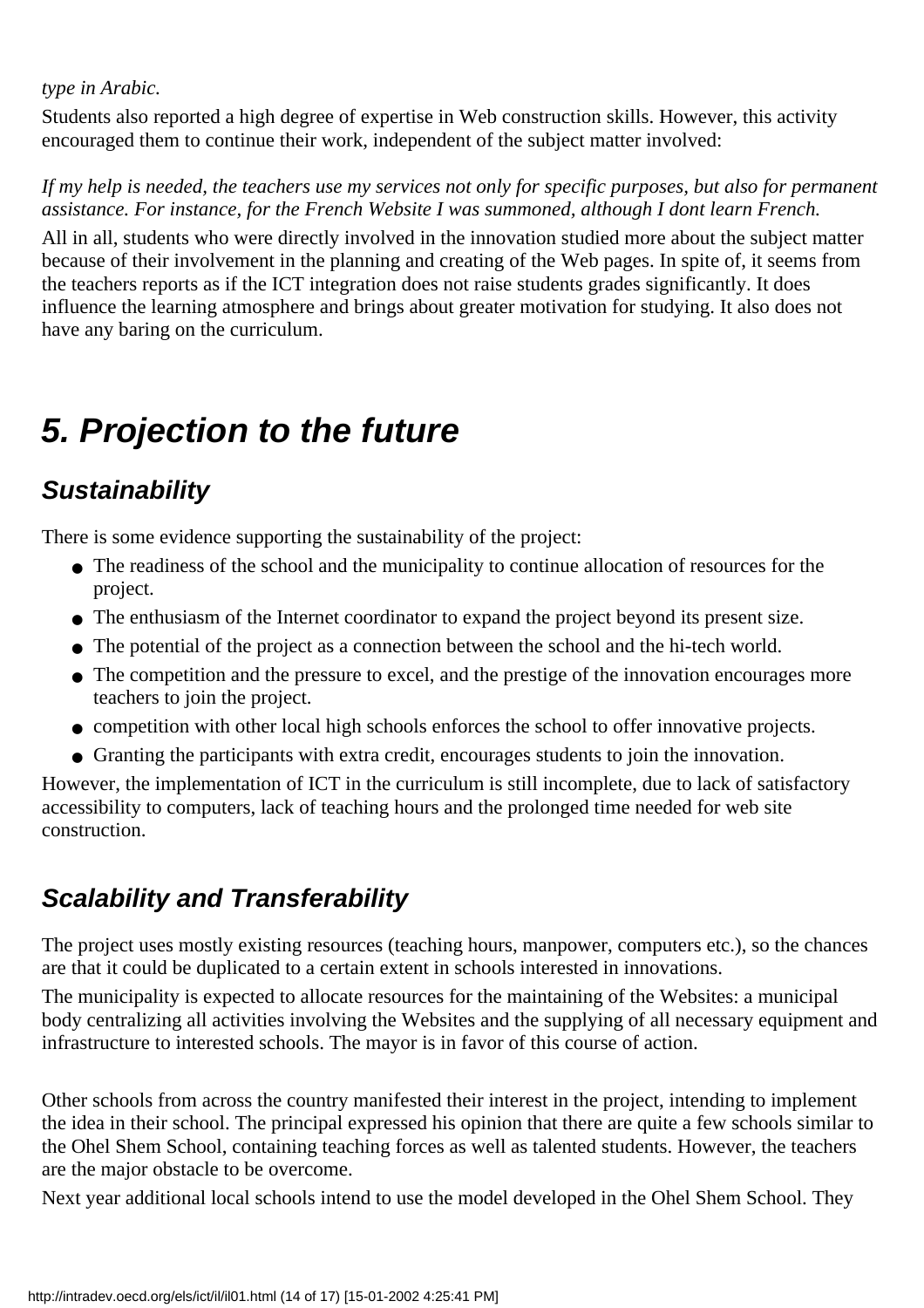*type in Arabic.*

Students also reported a high degree of expertise in Web construction skills. However, this activity encouraged them to continue their work, independent of the subject matter involved:

*If my help is needed, the teachers use my services not only for specific purposes, but also for permanent assistance. For instance, for the French Website I was summoned, although I dont learn French.*

All in all, students who were directly involved in the innovation studied more about the subject matter because of their involvement in the planning and creating of the Web pages. In spite of, it seems from the teachers reports as if the ICT integration does not raise students grades significantly. It does influence the learning atmosphere and brings about greater motivation for studying. It also does not have any baring on the curriculum.

# 5. Projection to the future

## Sustainability

There is some evidence supporting the sustainability of the project:

- The readiness of the school and the municipality to continue allocation of resources for the project.
- The enthusiasm of the Internet coordinator to expand the project beyond its present size.
- The potential of the project as a connection between the school and the hi-tech world.
- The competition and the pressure to excel, and the prestige of the innovation encourages more teachers to join the project.
- competition with other local high schools enforces the school to offer innovative projects.
- Granting the participants with extra credit, encourages students to join the innovation.

However, the implementation of ICT in the curriculum is still incomplete, due to lack of satisfactory accessibility to computers, lack of teaching hours and the prolonged time needed for web site construction.

## Scalability and Transferability

The project uses mostly existing resources (teaching hours, manpower, computers etc.), so the chances are that it could be duplicated to a certain extent in schools interested in innovations.

The municipality is expected to allocate resources for the maintaining of the Websites: a municipal body centralizing all activities involving the Websites and the supplying of all necessary equipment and infrastructure to interested schools. The mayor is in favor of this course of action.

Other schools from across the country manifested their interest in the project, intending to implement the idea in their school. The principal expressed his opinion that there are quite a few schools similar to the Ohel Shem School, containing teaching forces as well as talented students. However, the teachers are the major obstacle to be overcome.

Next year additional local schools intend to use the model developed in the Ohel Shem School. They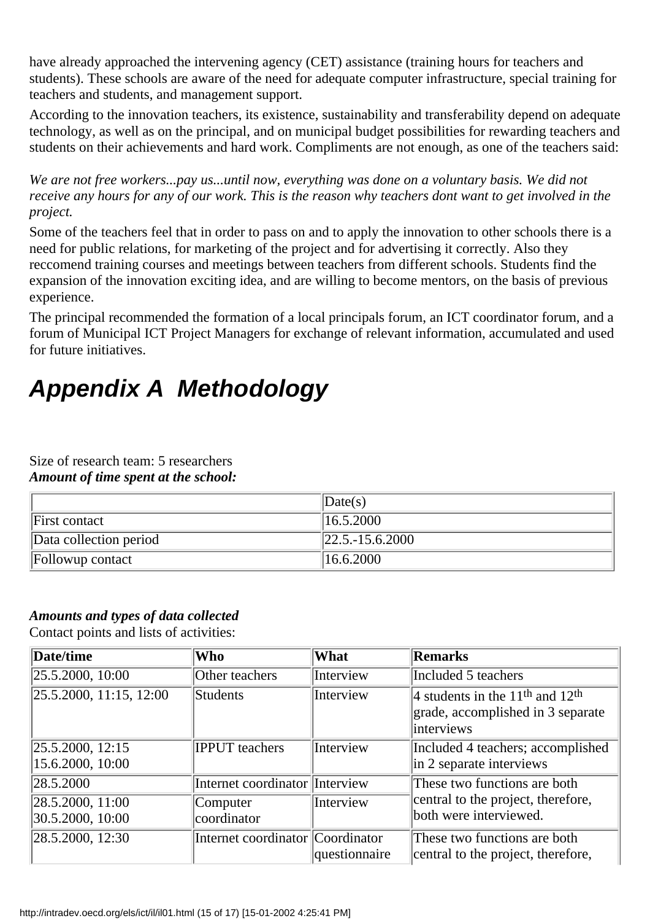have already approached the intervening agency (CET) assistance (training hours for teachers and students). These schools are aware of the need for adequate computer infrastructure, special training for teachers and students, and management support.

According to the innovation teachers, its existence, sustainability and transferability depend on adequate technology, as well as on the principal, and on municipal budget possibilities for rewarding teachers and students on their achievements and hard work. Compliments are not enough, as one of the teachers said:

*We are not free workers...pay us...until now, everything was done on a voluntary basis. We did not receive any hours for any of our work. This is the reason why teachers dont want to get involved in the project.*

Some of the teachers feel that in order to pass on and to apply the innovation to other schools there is a need for public relations, for marketing of the project and for advertising it correctly. Also they reccomend training courses and meetings between teachers from different schools. Students find the expansion of the innovation exciting idea, and are willing to become mentors, on the basis of previous experience.

The principal recommended the formation of a local principals forum, an ICT coordinator forum, and a forum of Municipal ICT Project Managers for exchange of relevant information, accumulated and used for future initiatives.

# Appendix A Methodology

Size of research team: 5 researchers
***Amount of time spent at the school:***

| | Date(s) |
|---|---|
| First contact | 16.5.2000 |
| Data collection period | 22.5.-15.6.2000 |
| Followup contact | 16.6.2000 |

***Amounts and types of data collected***
Contact points and lists of activities:

| Date/time | Who | What | Remarks |
|---|---|---|---|
| 25.5.2000, 10:00 | Other teachers | Interview | Included 5 teachers |
| 25.5.2000, 11:15, 12:00 | Students | Interview | 4 students in the 11th and 12th grade, accomplished in 3 separate interviews |
| 25.5.2000, 12:15<br>15.6.2000, 10:00 | IPPUT teachers | Interview | Included 4 teachers; accomplished in 2 separate interviews |
| 28.5.2000 | Internet coordinator | Interview | These two functions are both central to the project, therefore, both were interviewed. |
| 28.5.2000, 11:00<br>30.5.2000, 10:00 | Computer coordinator | Interview | |
| 28.5.2000, 12:30 | Internet coordinator | Coordinator questionnaire | These two functions are both central to the project, therefore, |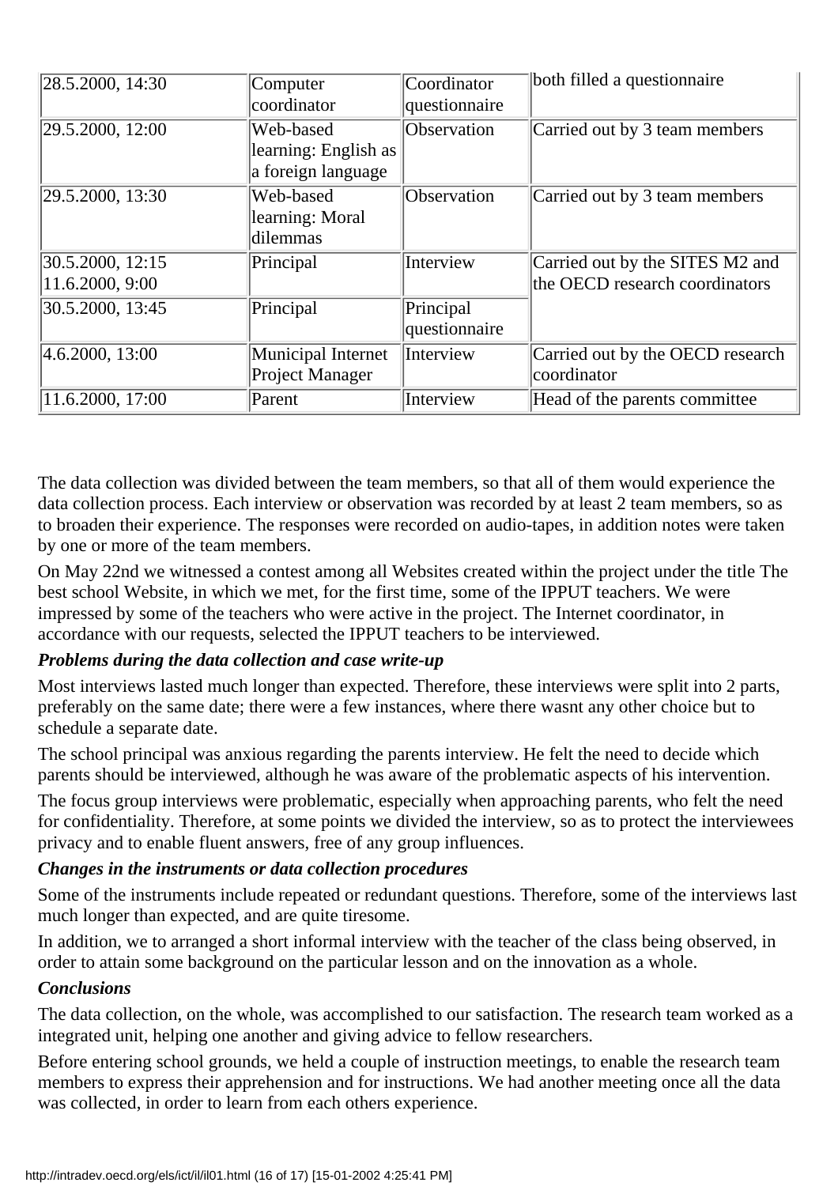| | | | |
|---|---|---|---|
| 28.5.2000, 14:30 | Computer coordinator | Coordinator questionnaire | both filled a questionnaire |
| 29.5.2000, 12:00 | Web-based learning: English as a foreign language | Observation | Carried out by 3 team members |
| 29.5.2000, 13:30 | Web-based learning: Moral dilemmas | Observation | Carried out by 3 team members |
| 30.5.2000, 12:15<br>11.6.2000, 9:00 | Principal | Interview | Carried out by the SITES M2 and the OECD research coordinators |
| 30.5.2000, 13:45 | Principal | Principal questionnaire | |
| 4.6.2000, 13:00 | Municipal Internet Project Manager | Interview | Carried out by the OECD research coordinator |
| 11.6.2000, 17:00 | Parent | Interview | Head of the parents committee |

The data collection was divided between the team members, so that all of them would experience the data collection process. Each interview or observation was recorded by at least 2 team members, so as to broaden their experience. The responses were recorded on audio-tapes, in addition notes were taken by one or more of the team members.

On May 22nd we witnessed a contest among all Websites created within the project under the title The best school Website, in which we met, for the first time, some of the IPPUT teachers. We were impressed by some of the teachers who were active in the project. The Internet coordinator, in accordance with our requests, selected the IPPUT teachers to be interviewed.

***Problems during the data collection and case write-up***

Most interviews lasted much longer than expected. Therefore, these interviews were split into 2 parts, preferably on the same date; there were a few instances, where there wasnt any other choice but to schedule a separate date.

The school principal was anxious regarding the parents interview. He felt the need to decide which parents should be interviewed, although he was aware of the problematic aspects of his intervention.

The focus group interviews were problematic, especially when approaching parents, who felt the need for confidentiality. Therefore, at some points we divided the interview, so as to protect the interviewees privacy and to enable fluent answers, free of any group influences.

***Changes in the instruments or data collection procedures***

Some of the instruments include repeated or redundant questions. Therefore, some of the interviews last much longer than expected, and are quite tiresome.

In addition, we to arranged a short informal interview with the teacher of the class being observed, in order to attain some background on the particular lesson and on the innovation as a whole.

***Conclusions***

The data collection, on the whole, was accomplished to our satisfaction. The research team worked as a integrated unit, helping one another and giving advice to fellow researchers.

Before entering school grounds, we held a couple of instruction meetings, to enable the research team members to express their apprehension and for instructions. We had another meeting once all the data was collected, in order to learn from each others experience.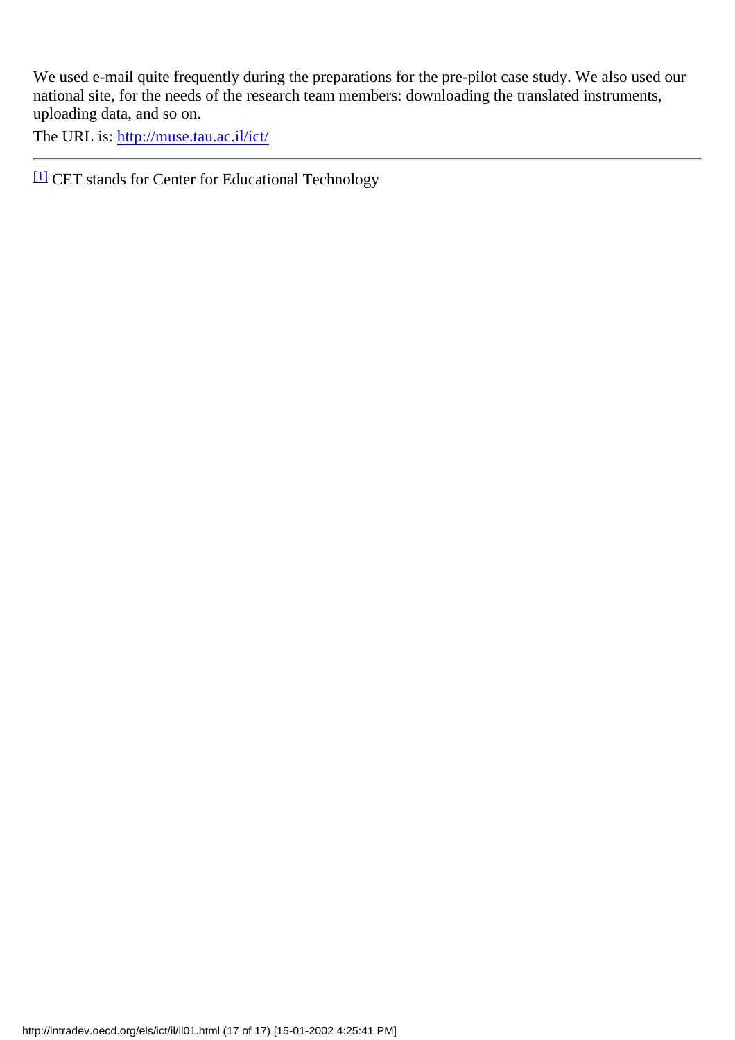We used e-mail quite frequently during the preparations for the pre-pilot case study. We also used our national site, for the needs of the research team members: downloading the translated instruments, uploading data, and so on.

The URL is: http://muse.tau.ac.il/ict/

---

[1] CET stands for Center for Educational Technology